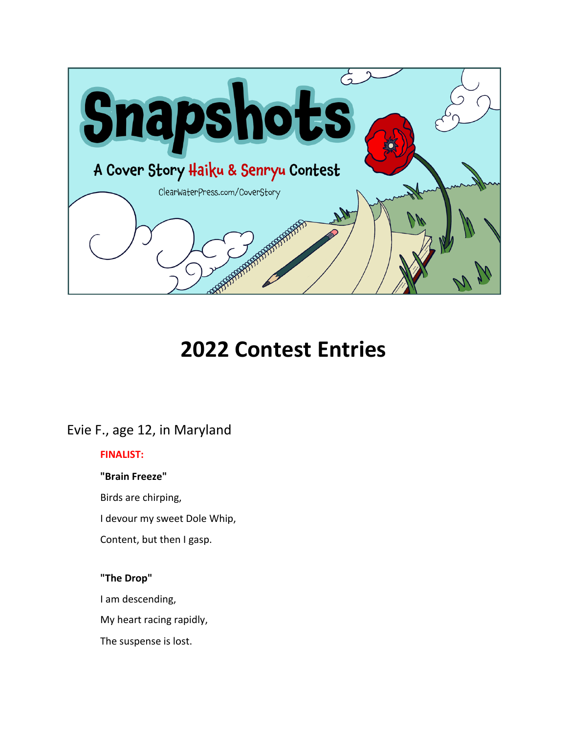# Snapshots

A Cover Story Haiku & Senryu Contest

ClearWaterPress.com/CoverStory

# 2022 Contest Entries

## Evie F., age 12, in Maryland

**FINALIST:**

**"Brain Freeze"**

Birds are chirping,

I devour my sweet Dole Whip,

Content, but then I gasp.

**"The Drop"**

I am descending,

My heart racing rapidly,

The suspense is lost.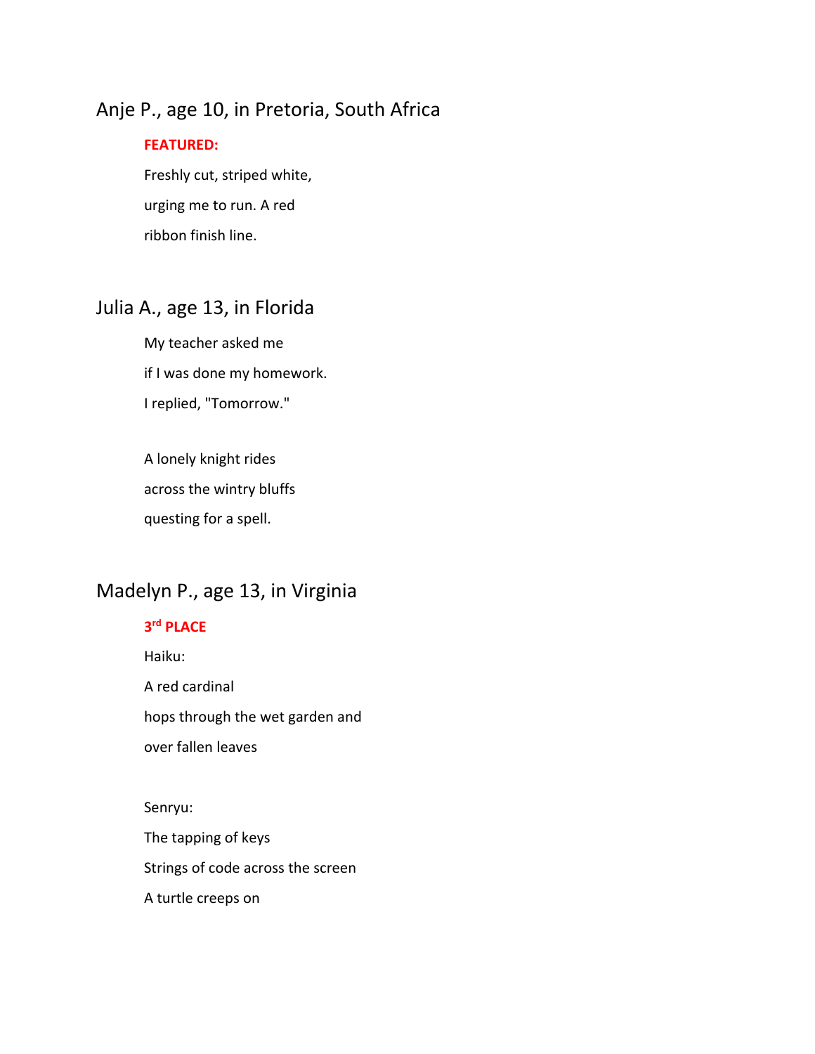## Anje P., age 10, in Pretoria, South Africa

**FEATURED:**

Freshly cut, striped white,
urging me to run. A red
ribbon finish line.

## Julia A., age 13, in Florida

My teacher asked me
if I was done my homework.
I replied, "Tomorrow."

A lonely knight rides
across the wintry bluffs
questing for a spell.

## Madelyn P., age 13, in Virginia

**3rd PLACE**

Haiku:

A red cardinal
hops through the wet garden and
over fallen leaves

Senryu:

The tapping of keys
Strings of code across the screen
A turtle creeps on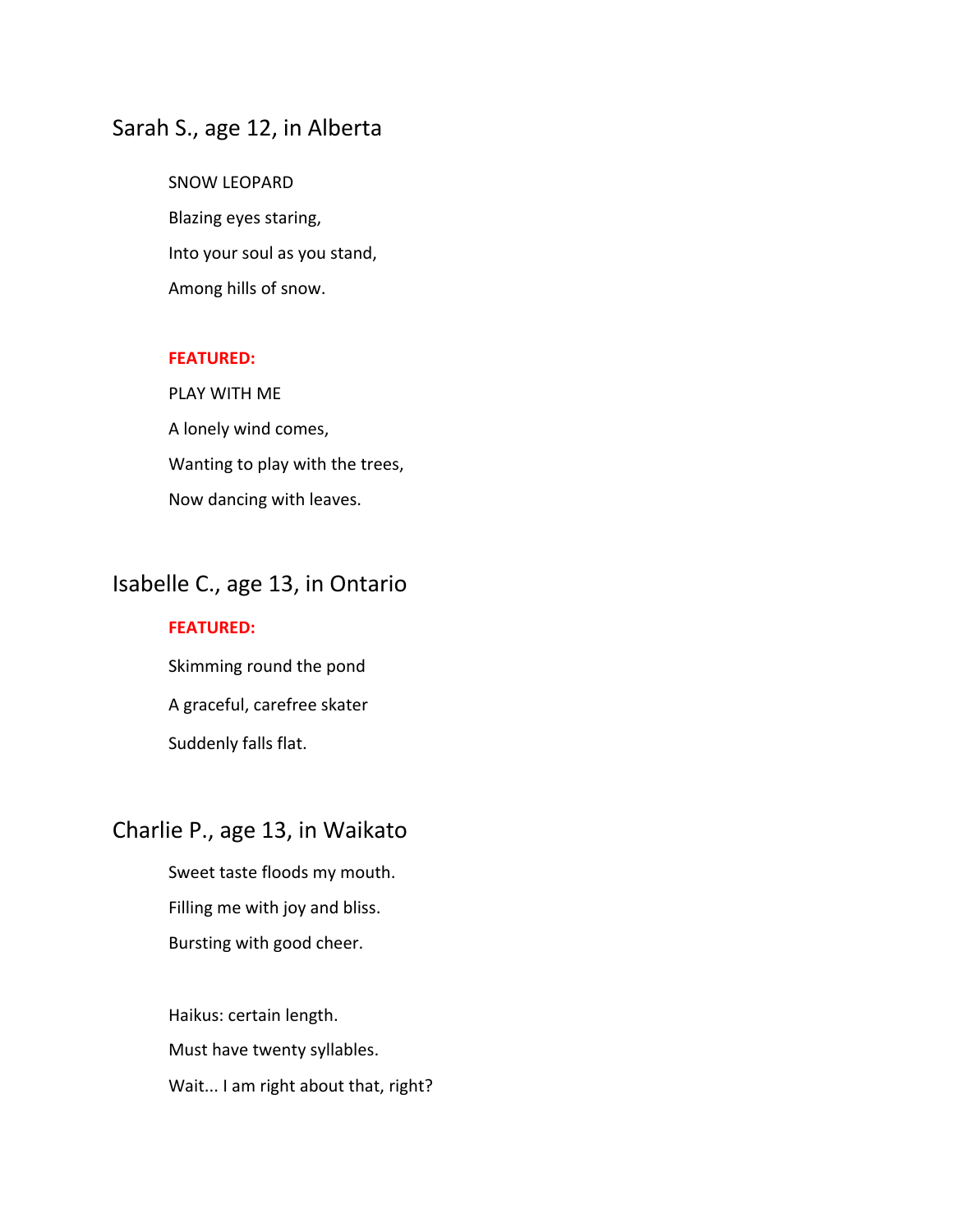## Sarah S., age 12, in Alberta

SNOW LEOPARD

Blazing eyes staring,

Into your soul as you stand,

Among hills of snow.

**FEATURED:**

PLAY WITH ME

A lonely wind comes,

Wanting to play with the trees,

Now dancing with leaves.

## Isabelle C., age 13, in Ontario

**FEATURED:**

Skimming round the pond

A graceful, carefree skater

Suddenly falls flat.

## Charlie P., age 13, in Waikato

Sweet taste floods my mouth.

Filling me with joy and bliss.

Bursting with good cheer.

Haikus: certain length.

Must have twenty syllables.

Wait... I am right about that, right?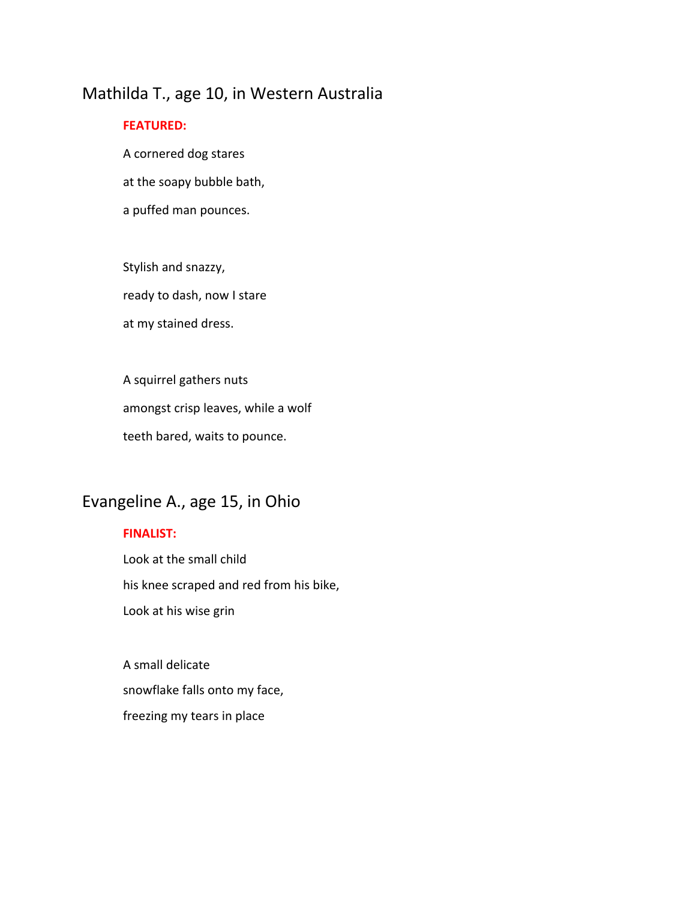## Mathilda T., age 10, in Western Australia

**FEATURED:**

A cornered dog stares

at the soapy bubble bath,

a puffed man pounces.

Stylish and snazzy,

ready to dash, now I stare

at my stained dress.

A squirrel gathers nuts

amongst crisp leaves, while a wolf

teeth bared, waits to pounce.

## Evangeline A., age 15, in Ohio

**FINALIST:**

Look at the small child

his knee scraped and red from his bike,

Look at his wise grin

A small delicate

snowflake falls onto my face,

freezing my tears in place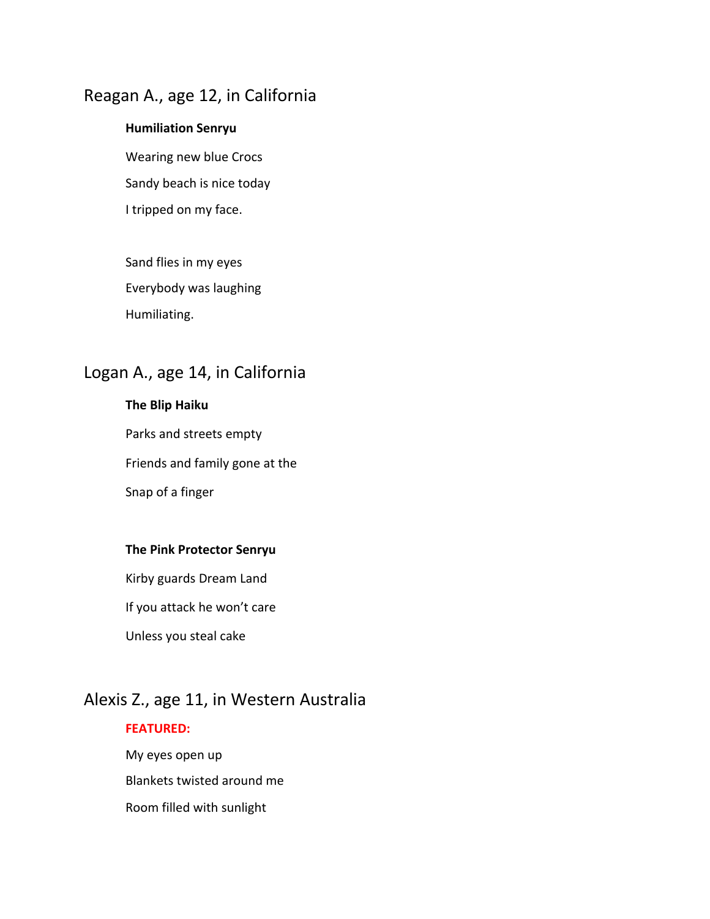## Reagan A., age 12, in California

**Humiliation Senryu**

Wearing new blue Crocs
Sandy beach is nice today
I tripped on my face.

Sand flies in my eyes
Everybody was laughing
Humiliating.

## Logan A., age 14, in California

**The Blip Haiku**

Parks and streets empty
Friends and family gone at the
Snap of a finger

**The Pink Protector Senryu**

Kirby guards Dream Land
If you attack he won't care
Unless you steal cake

## Alexis Z., age 11, in Western Australia

**FEATURED:**

My eyes open up
Blankets twisted around me
Room filled with sunlight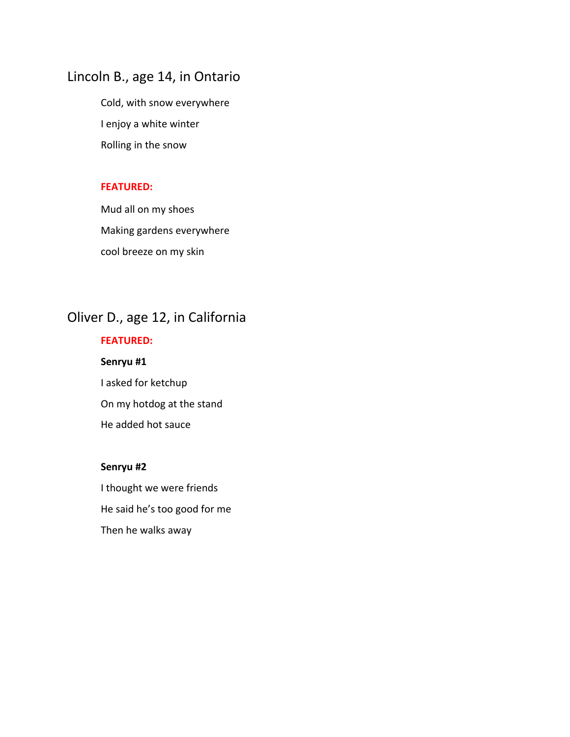## Lincoln B., age 14, in Ontario

Cold, with snow everywhere

I enjoy a white winter

Rolling in the snow

**FEATURED:**

Mud all on my shoes

Making gardens everywhere

cool breeze on my skin

## Oliver D., age 12, in California

**FEATURED:**

**Senryu #1**

I asked for ketchup

On my hotdog at the stand

He added hot sauce

**Senryu #2**

I thought we were friends

He said he's too good for me

Then he walks away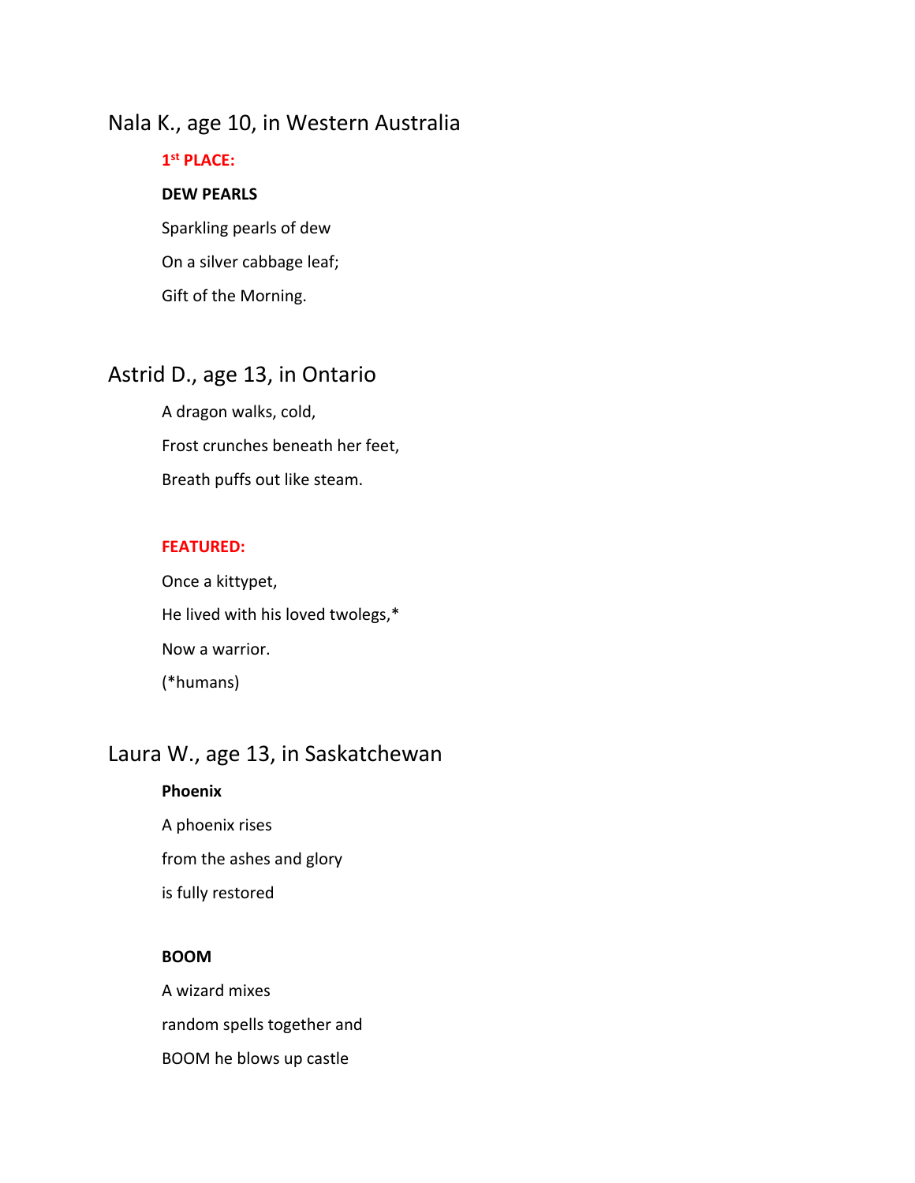## Nala K., age 10, in Western Australia

**1st PLACE:**

**DEW PEARLS**

Sparkling pearls of dew

On a silver cabbage leaf;

Gift of the Morning.

## Astrid D., age 13, in Ontario

A dragon walks, cold,

Frost crunches beneath her feet,

Breath puffs out like steam.

**FEATURED:**

Once a kittypet,

He lived with his loved twolegs,*

Now a warrior.

(*humans)

## Laura W., age 13, in Saskatchewan

**Phoenix**

A phoenix rises

from the ashes and glory

is fully restored

**BOOM**

A wizard mixes

random spells together and

BOOM he blows up castle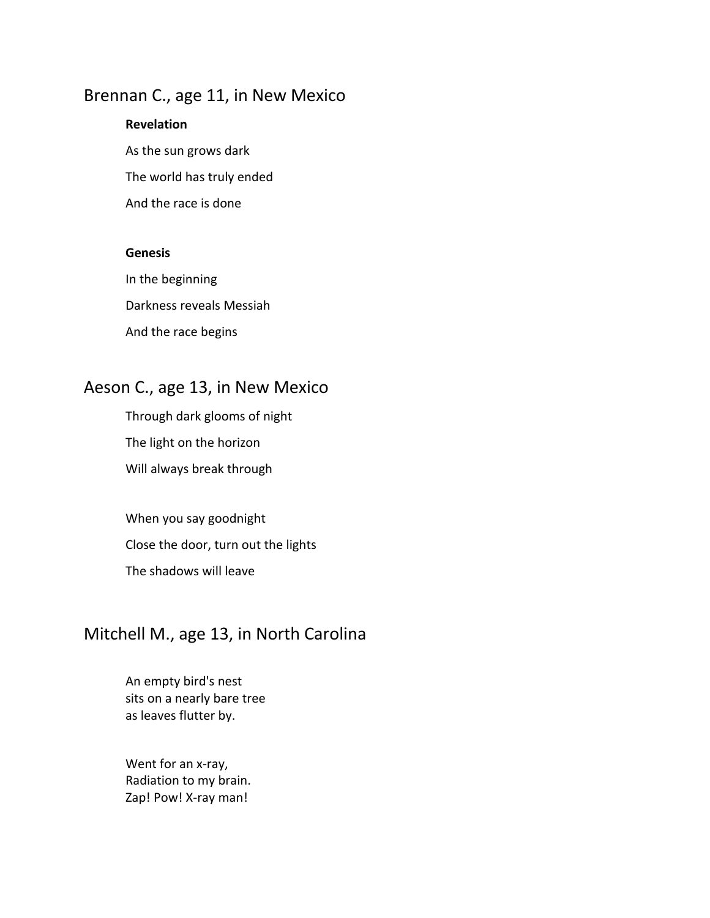## Brennan C., age 11, in New Mexico

**Revelation**

As the sun grows dark

The world has truly ended

And the race is done

**Genesis**

In the beginning

Darkness reveals Messiah

And the race begins

## Aeson C., age 13, in New Mexico

Through dark glooms of night

The light on the horizon

Will always break through

When you say goodnight

Close the door, turn out the lights

The shadows will leave

## Mitchell M., age 13, in North Carolina

An empty bird's nest  
sits on a nearly bare tree  
as leaves flutter by.

Went for an x-ray,  
Radiation to my brain.  
Zap! Pow! X-ray man!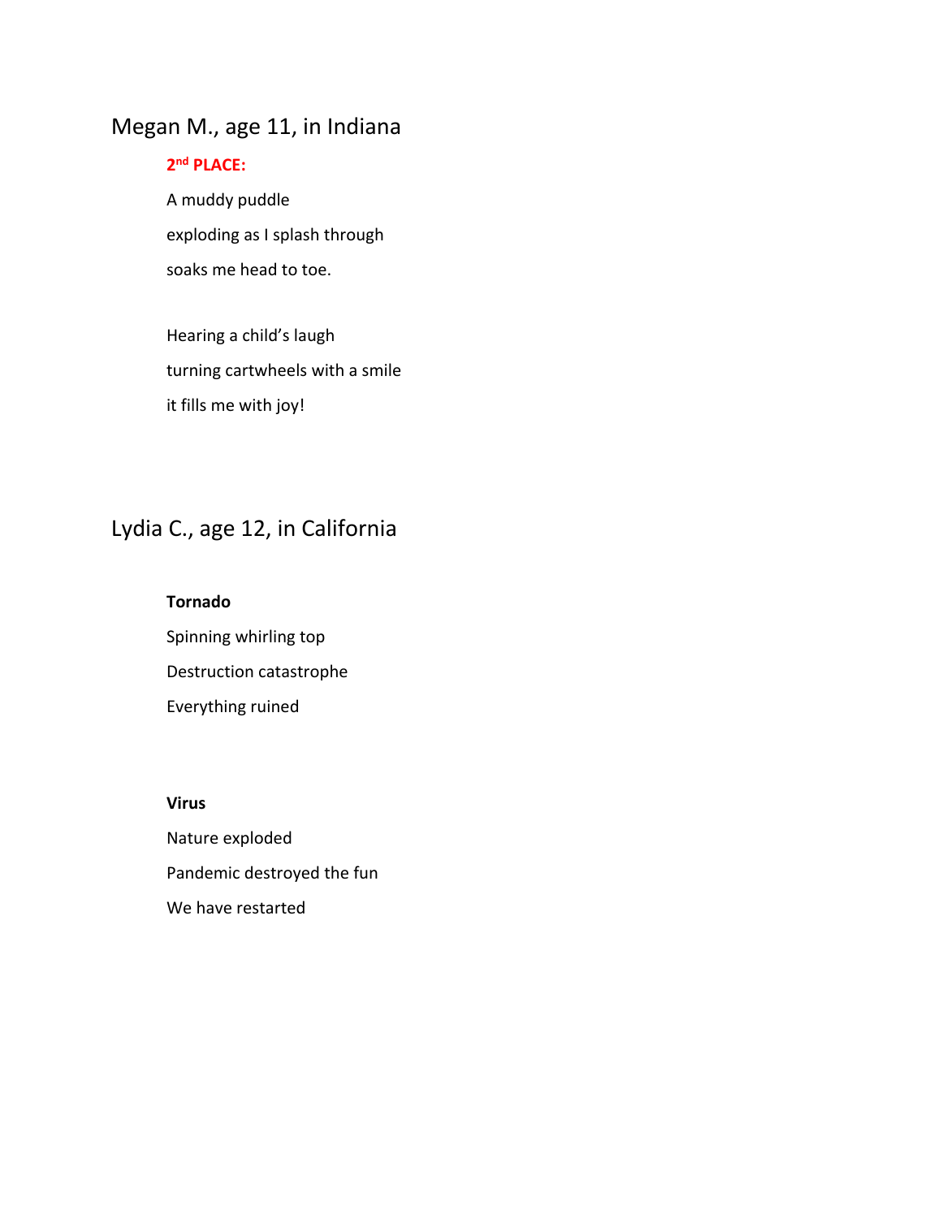## Megan M., age 11, in Indiana

**2nd PLACE:**

A muddy puddle

exploding as I splash through

soaks me head to toe.

Hearing a child's laugh

turning cartwheels with a smile

it fills me with joy!

## Lydia C., age 12, in California

**Tornado**

Spinning whirling top

Destruction catastrophe

Everything ruined

**Virus**

Nature exploded

Pandemic destroyed the fun

We have restarted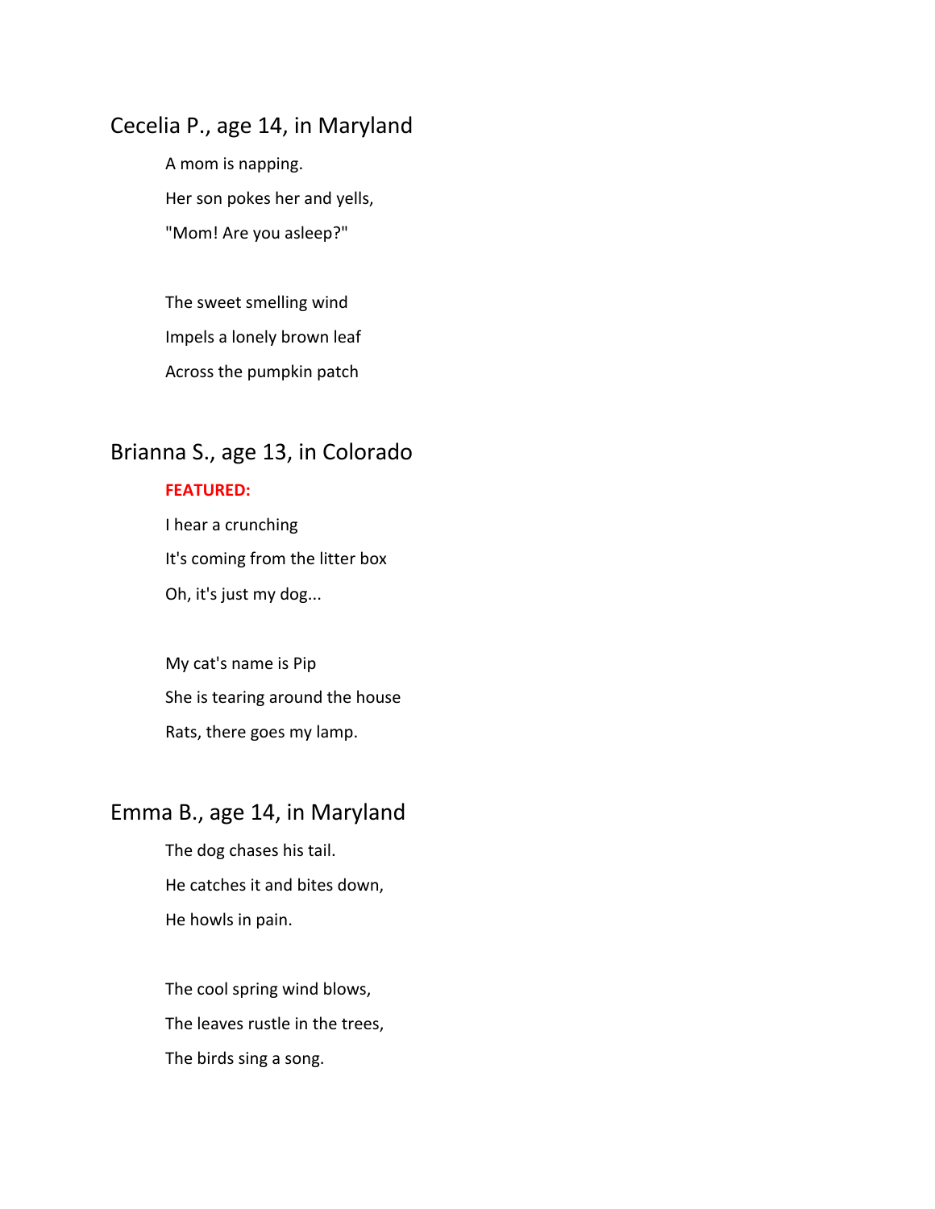## Cecelia P., age 14, in Maryland

A mom is napping.
Her son pokes her and yells,
"Mom! Are you asleep?"

The sweet smelling wind
Impels a lonely brown leaf
Across the pumpkin patch

## Brianna S., age 13, in Colorado

**FEATURED:**

I hear a crunching
It's coming from the litter box
Oh, it's just my dog...

My cat's name is Pip
She is tearing around the house
Rats, there goes my lamp.

## Emma B., age 14, in Maryland

The dog chases his tail.
He catches it and bites down,
He howls in pain.

The cool spring wind blows,
The leaves rustle in the trees,
The birds sing a song.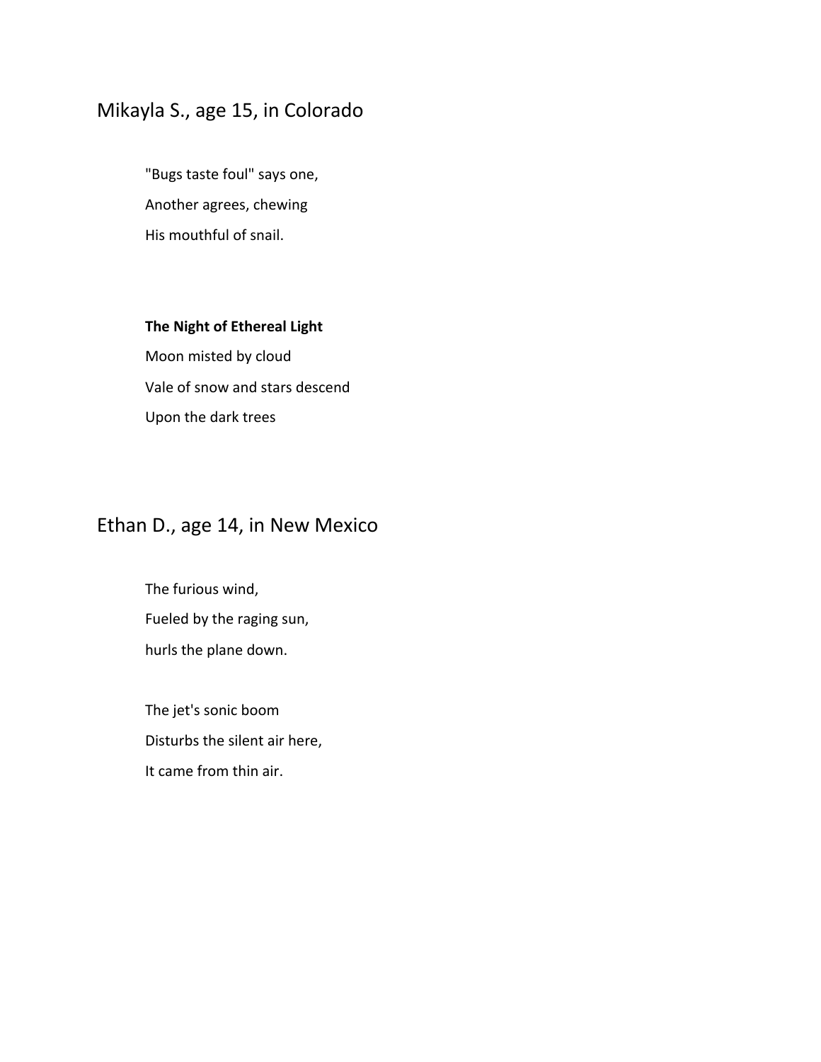## Mikayla S., age 15, in Colorado

"Bugs taste foul" says one,
Another agrees, chewing
His mouthful of snail.

**The Night of Ethereal Light**

Moon misted by cloud
Vale of snow and stars descend
Upon the dark trees

## Ethan D., age 14, in New Mexico

The furious wind,
Fueled by the raging sun,
hurls the plane down.

The jet's sonic boom
Disturbs the silent air here,
It came from thin air.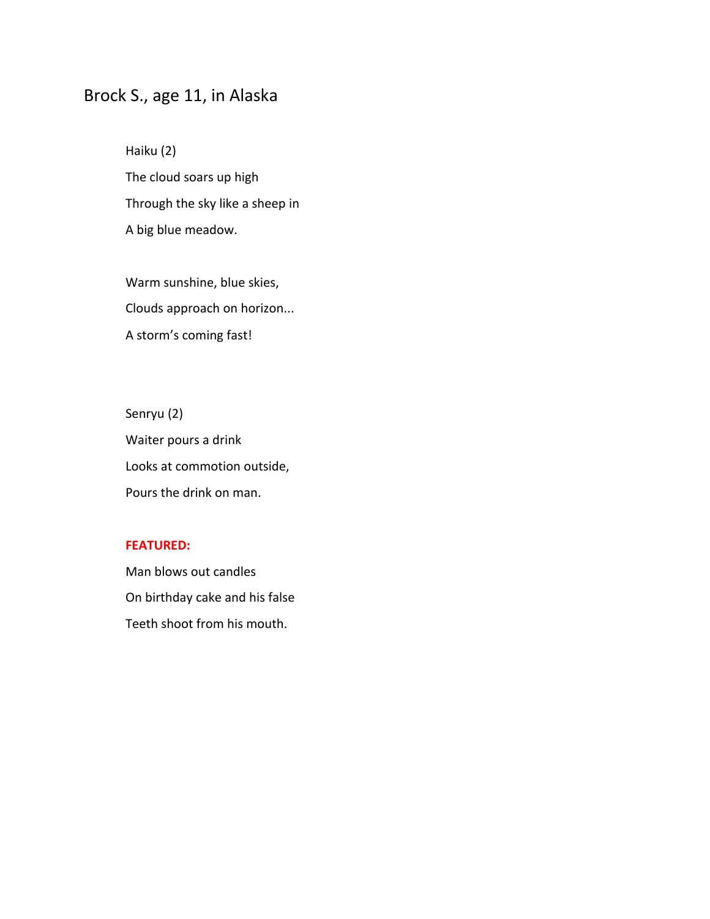## Brock S., age 11, in Alaska

Haiku (2)

The cloud soars up high
Through the sky like a sheep in
A big blue meadow.

Warm sunshine, blue skies,
Clouds approach on horizon...
A storm's coming fast!

Senryu (2)

Waiter pours a drink
Looks at commotion outside,
Pours the drink on man.

**FEATURED:**

Man blows out candles
On birthday cake and his false
Teeth shoot from his mouth.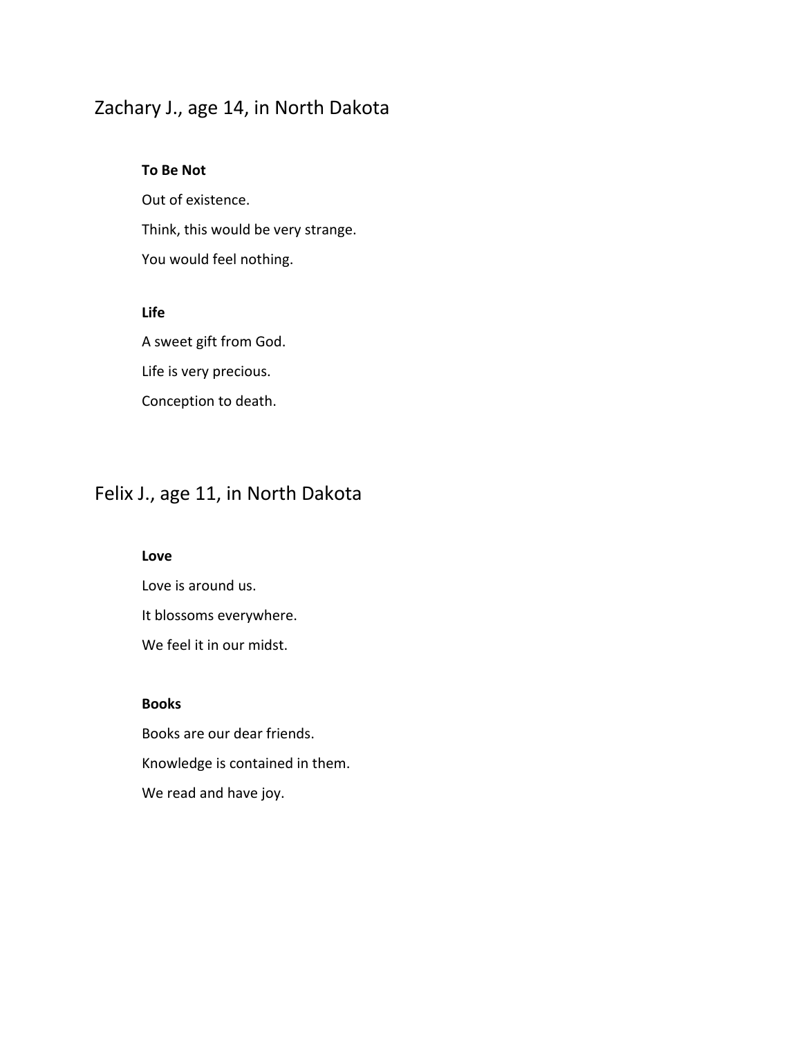## Zachary J., age 14, in North Dakota

**To Be Not**

Out of existence.

Think, this would be very strange.

You would feel nothing.

**Life**

A sweet gift from God.

Life is very precious.

Conception to death.

## Felix J., age 11, in North Dakota

**Love**

Love is around us.

It blossoms everywhere.

We feel it in our midst.

**Books**

Books are our dear friends.

Knowledge is contained in them.

We read and have joy.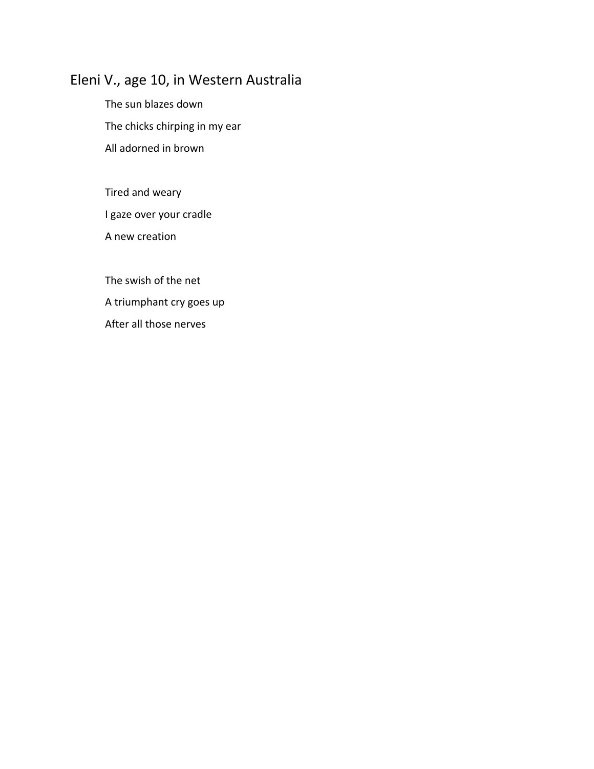## Eleni V., age 10, in Western Australia

The sun blazes down  
The chicks chirping in my ear  
All adorned in brown

Tired and weary  
I gaze over your cradle  
A new creation

The swish of the net  
A triumphant cry goes up  
After all those nerves